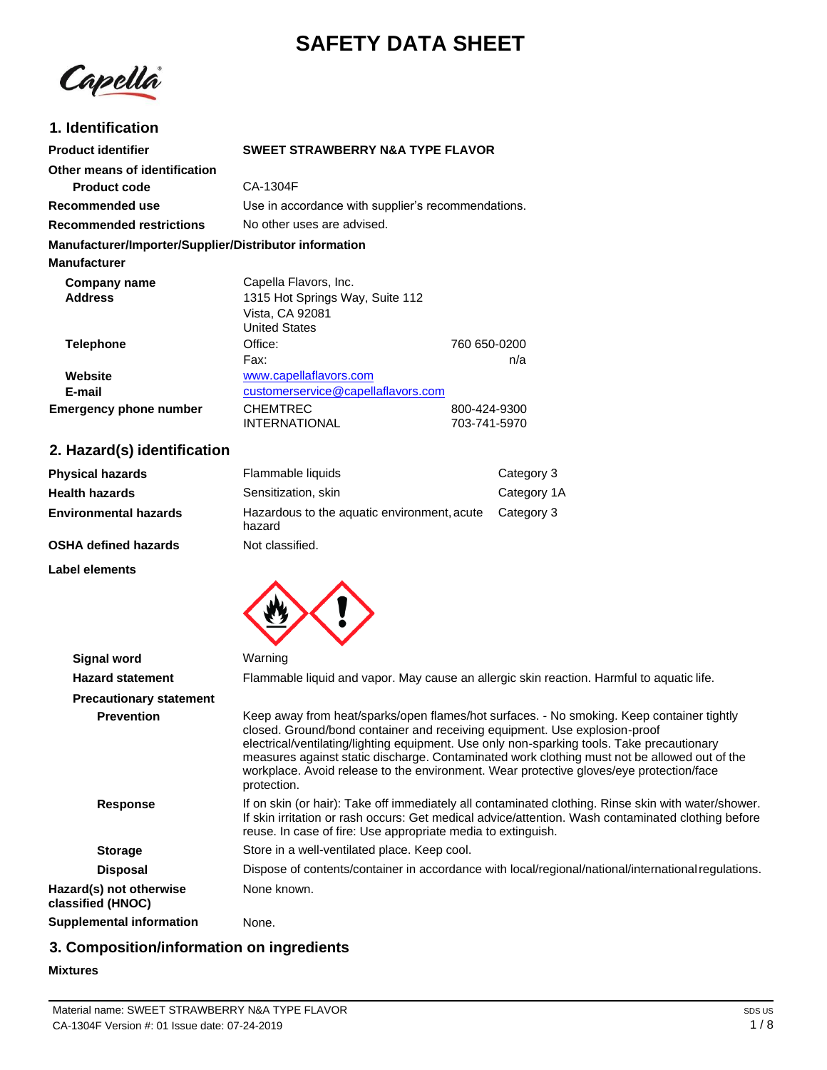# SAFETY DATA SHEET

Capella

## 1. Identification

**Product identifier** SWEET STRAWBERRY N&A TYPE FLAVOR

**Other means of identification**

**Product code** CA-1304F

**Recommended use** Use in accordance with supplier's recommendations.

**Recommended restrictions** No other uses are advised.

**Manufacturer/Importer/Supplier/Distributor information**

**Manufacturer**

| | | |
|---|---|---|
| **Company name** | Capella Flavors, Inc. | |
| **Address** | 1315 Hot Springs Way, Suite 112<br>Vista, CA 92081<br>United States | |
| **Telephone** | Office: | 760 650-0200 |
| | Fax: | n/a |
| **Website** | www.capellaflavors.com | |
| **E-mail** | customerservice@capellaflavors.com | |
| **Emergency phone number** | CHEMTREC | 800-424-9300 |
| | INTERNATIONAL | 703-741-5970 |

## 2. Hazard(s) identification

| | | |
|---|---|---|
| **Physical hazards** | Flammable liquids | Category 3 |
| **Health hazards** | Sensitization, skin | Category 1A |
| **Environmental hazards** | Hazardous to the aquatic environment, acute hazard | Category 3 |
| **OSHA defined hazards** | Not classified. | |

**Label elements**

**Signal word** Warning

**Hazard statement** Flammable liquid and vapor. May cause an allergic skin reaction. Harmful to aquatic life.

**Precautionary statement**

**Prevention** Keep away from heat/sparks/open flames/hot surfaces. - No smoking. Keep container tightly closed. Ground/bond container and receiving equipment. Use explosion-proof electrical/ventilating/lighting equipment. Use only non-sparking tools. Take precautionary measures against static discharge. Contaminated work clothing must not be allowed out of the workplace. Avoid release to the environment. Wear protective gloves/eye protection/face protection.

**Response** If on skin (or hair): Take off immediately all contaminated clothing. Rinse skin with water/shower. If skin irritation or rash occurs: Get medical advice/attention. Wash contaminated clothing before reuse. In case of fire: Use appropriate media to extinguish.

**Storage** Store in a well-ventilated place. Keep cool.

**Disposal** Dispose of contents/container in accordance with local/regional/national/international regulations.

**Hazard(s) not otherwise classified (HNOC)** None known.

**Supplemental information** None.

## 3. Composition/information on ingredients

**Mixtures**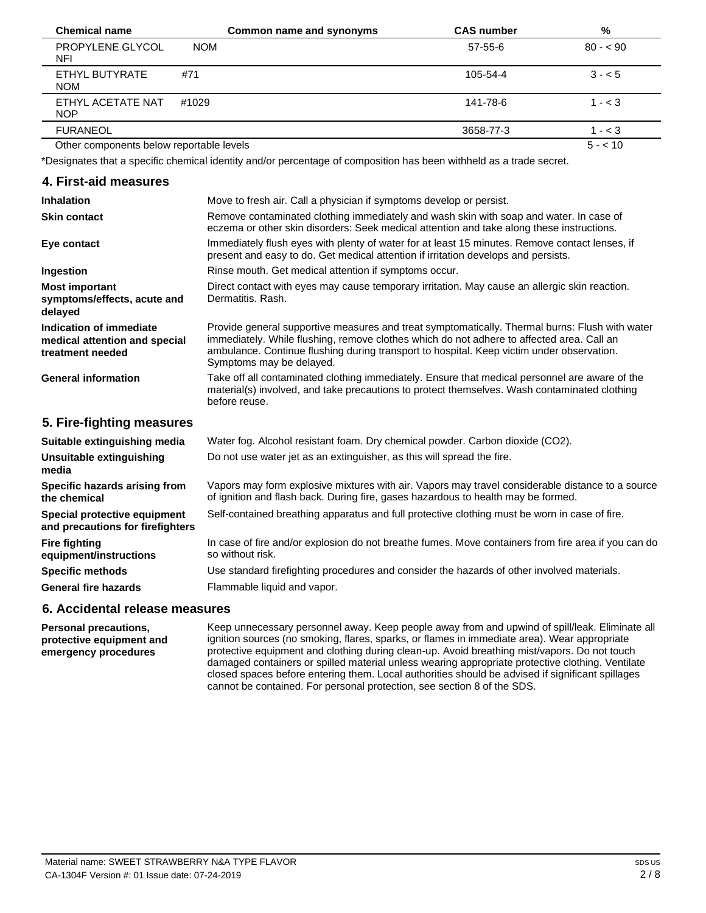| Chemical name | Common name and synonyms | CAS number | % |
|---|---|---|---|
| PROPYLENE GLYCOL NFI | NOM | 57-55-6 | 80 - < 90 |
| ETHYL BUTYRATE NOM | #71 | 105-54-4 | 3 - < 5 |
| ETHYL ACETATE NAT NOP | #1029 | 141-78-6 | 1 - < 3 |
| FURANEOL | | 3658-77-3 | 1 - < 3 |
| Other components below reportable levels | | | 5 - < 10 |

*Designates that a specific chemical identity and/or percentage of composition has been withheld as a trade secret.

## 4. First-aid measures

**Inhalation**
Move to fresh air. Call a physician if symptoms develop or persist.

**Skin contact**
Remove contaminated clothing immediately and wash skin with soap and water. In case of eczema or other skin disorders: Seek medical attention and take along these instructions.

**Eye contact**
Immediately flush eyes with plenty of water for at least 15 minutes. Remove contact lenses, if present and easy to do. Get medical attention if irritation develops and persists.

**Ingestion**
Rinse mouth. Get medical attention if symptoms occur.

**Most important symptoms/effects, acute and delayed**
Direct contact with eyes may cause temporary irritation. May cause an allergic skin reaction. Dermatitis. Rash.

**Indication of immediate medical attention and special treatment needed**
Provide general supportive measures and treat symptomatically. Thermal burns: Flush with water immediately. While flushing, remove clothes which do not adhere to affected area. Call an ambulance. Continue flushing during transport to hospital. Keep victim under observation. Symptoms may be delayed.

**General information**
Take off all contaminated clothing immediately. Ensure that medical personnel are aware of the material(s) involved, and take precautions to protect themselves. Wash contaminated clothing before reuse.

## 5. Fire-fighting measures

**Suitable extinguishing media**
Water fog. Alcohol resistant foam. Dry chemical powder. Carbon dioxide ($CO_2$).

**Unsuitable extinguishing media**
Do not use water jet as an extinguisher, as this will spread the fire.

**Specific hazards arising from the chemical**
Vapors may form explosive mixtures with air. Vapors may travel considerable distance to a source of ignition and flash back. During fire, gases hazardous to health may be formed.

**Special protective equipment and precautions for firefighters**
Self-contained breathing apparatus and full protective clothing must be worn in case of fire.

**Fire fighting equipment/instructions**
In case of fire and/or explosion do not breathe fumes. Move containers from fire area if you can do so without risk.

**Specific methods**
Use standard firefighting procedures and consider the hazards of other involved materials.

**General fire hazards**
Flammable liquid and vapor.

## 6. Accidental release measures

**Personal precautions, protective equipment and emergency procedures**
Keep unnecessary personnel away. Keep people away from and upwind of spill/leak. Eliminate all ignition sources (no smoking, flares, sparks, or flames in immediate area). Wear appropriate protective equipment and clothing during clean-up. Avoid breathing mist/vapors. Do not touch damaged containers or spilled material unless wearing appropriate protective clothing. Ventilate closed spaces before entering them. Local authorities should be advised if significant spillages cannot be contained. For personal protection, see section 8 of the SDS.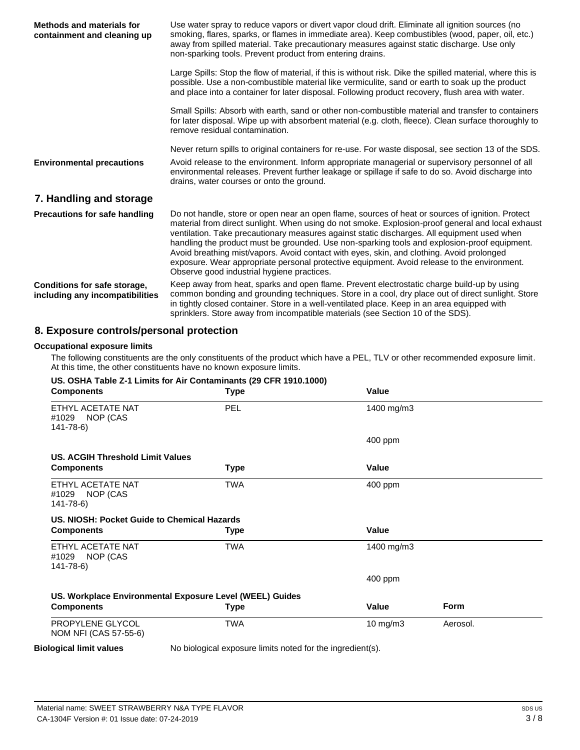| | |
|---|---|
| **Methods and materials for containment and cleaning up** | Use water spray to reduce vapors or divert vapor cloud drift. Eliminate all ignition sources (no smoking, flares, sparks, or flames in immediate area). Keep combustibles (wood, paper, oil, etc.) away from spilled material. Take precautionary measures against static discharge. Use only non-sparking tools. Prevent product from entering drains.<br><br>Large Spills: Stop the flow of material, if this is without risk. Dike the spilled material, where this is possible. Use a non-combustible material like vermiculite, sand or earth to soak up the product and place into a container for later disposal. Following product recovery, flush area with water.<br><br>Small Spills: Absorb with earth, sand or other non-combustible material and transfer to containers for later disposal. Wipe up with absorbent material (e.g. cloth, fleece). Clean surface thoroughly to remove residual contamination.<br><br>Never return spills to original containers for re-use. For waste disposal, see section 13 of the SDS. |
| **Environmental precautions** | Avoid release to the environment. Inform appropriate managerial or supervisory personnel of all environmental releases. Prevent further leakage or spillage if safe to do so. Avoid discharge into drains, water courses or onto the ground. |

## 7. Handling and storage

| | |
|---|---|
| **Precautions for safe handling** | Do not handle, store or open near an open flame, sources of heat or sources of ignition. Protect material from direct sunlight. When using do not smoke. Explosion-proof general and local exhaust ventilation. Take precautionary measures against static discharges. All equipment used when handling the product must be grounded. Use non-sparking tools and explosion-proof equipment. Avoid breathing mist/vapors. Avoid contact with eyes, skin, and clothing. Avoid prolonged exposure. Wear appropriate personal protective equipment. Avoid release to the environment. Observe good industrial hygiene practices. |
| **Conditions for safe storage, including any incompatibilities** | Keep away from heat, sparks and open flame. Prevent electrostatic charge build-up by using common bonding and grounding techniques. Store in a cool, dry place out of direct sunlight. Store in tightly closed container. Store in a well-ventilated place. Keep in an area equipped with sprinklers. Store away from incompatible materials (see Section 10 of the SDS). |

## 8. Exposure controls/personal protection

### Occupational exposure limits

The following constituents are the only constituents of the product which have a PEL, TLV or other recommended exposure limit. At this time, the other constituents have no known exposure limits.

**US. OSHA Table Z-1 Limits for Air Contaminants (29 CFR 1910.1000)**

| Components | Type | Value |
|---|---|---|
| ETHYL ACETATE NAT #1029 NOP (CAS 141-78-6) | PEL | 1400 mg/m3 |
| | | 400 ppm |

**US. ACGIH Threshold Limit Values**

| Components | Type | Value |
|---|---|---|
| ETHYL ACETATE NAT #1029 NOP (CAS 141-78-6) | TWA | 400 ppm |

**US. NIOSH: Pocket Guide to Chemical Hazards**

| Components | Type | Value |
|---|---|---|
| ETHYL ACETATE NAT #1029 NOP (CAS 141-78-6) | TWA | 1400 mg/m3 |
| | | 400 ppm |

**US. Workplace Environmental Exposure Level (WEEL) Guides**

| Components | Type | Value | Form |
|---|---|---|---|
| PROPYLENE GLYCOL NOM NFI (CAS 57-55-6) | TWA | 10 mg/m3 | Aerosol. |

**Biological limit values** No biological exposure limits noted for the ingredient(s).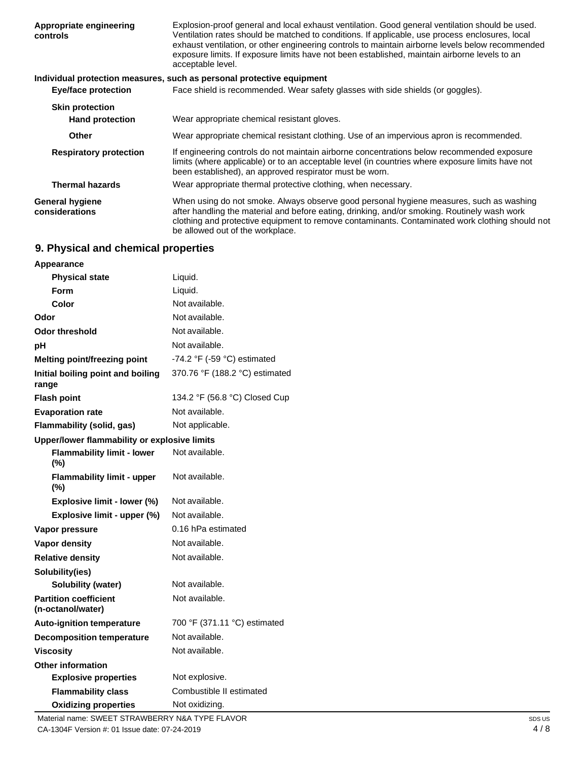| | |
|---|---|
| **Appropriate engineering controls** | Explosion-proof general and local exhaust ventilation. Good general ventilation should be used. Ventilation rates should be matched to conditions. If applicable, use process enclosures, local exhaust ventilation, or other engineering controls to maintain airborne levels below recommended exposure limits. If exposure limits have not been established, maintain airborne levels to an acceptable level. |

**Individual protection measures, such as personal protective equipment**

| | |
|---|---|
| **Eye/face protection** | Face shield is recommended. Wear safety glasses with side shields (or goggles). |
| **Skin protection** | |
| **Hand protection** | Wear appropriate chemical resistant gloves. |
| **Other** | Wear appropriate chemical resistant clothing. Use of an impervious apron is recommended. |
| **Respiratory protection** | If engineering controls do not maintain airborne concentrations below recommended exposure limits (where applicable) or to an acceptable level (in countries where exposure limits have not been established), an approved respirator must be worn. |
| **Thermal hazards** | Wear appropriate thermal protective clothing, when necessary. |
| **General hygiene considerations** | When using do not smoke. Always observe good personal hygiene measures, such as washing after handling the material and before eating, drinking, and/or smoking. Routinely wash work clothing and protective equipment to remove contaminants. Contaminated work clothing should not be allowed out of the workplace. |

## 9. Physical and chemical properties

| | |
|---|---|
| **Appearance** | |
| **Physical state** | Liquid. |
| **Form** | Liquid. |
| **Color** | Not available. |
| **Odor** | Not available. |
| **Odor threshold** | Not available. |
| **pH** | Not available. |
| **Melting point/freezing point** | -74.2 °F (-59 °C) estimated |
| **Initial boiling point and boiling range** | 370.76 °F (188.2 °C) estimated |
| **Flash point** | 134.2 °F (56.8 °C) Closed Cup |
| **Evaporation rate** | Not available. |
| **Flammability (solid, gas)** | Not applicable. |
| **Upper/lower flammability or explosive limits** | |
| **Flammability limit - lower (%)** | Not available. |
| **Flammability limit - upper (%)** | Not available. |
| **Explosive limit - lower (%)** | Not available. |
| **Explosive limit - upper (%)** | Not available. |
| **Vapor pressure** | 0.16 hPa estimated |
| **Vapor density** | Not available. |
| **Relative density** | Not available. |
| **Solubility(ies)** | |
| **Solubility (water)** | Not available. |
| **Partition coefficient (n-octanol/water)** | Not available. |
| **Auto-ignition temperature** | 700 °F (371.11 °C) estimated |
| **Decomposition temperature** | Not available. |
| **Viscosity** | Not available. |
| **Other information** | |
| **Explosive properties** | Not explosive. |
| **Flammability class** | Combustible II estimated |
| **Oxidizing properties** | Not oxidizing. |

Material name: SWEET STRAWBERRY N&A TYPE FLAVOR
CA-1304F Version #: 01 Issue date: 07-24-2019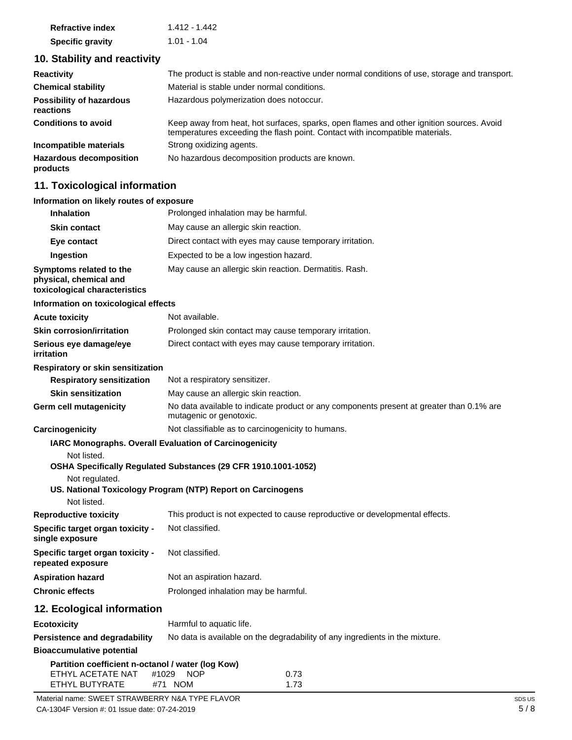| | |
|---|---|
| **Refractive index** | 1.412 - 1.442 |
| **Specific gravity** | 1.01 - 1.04 |

## 10. Stability and reactivity

| | |
|---|---|
| **Reactivity** | The product is stable and non-reactive under normal conditions of use, storage and transport. |
| **Chemical stability** | Material is stable under normal conditions. |
| **Possibility of hazardous reactions** | Hazardous polymerization does notoccur. |
| **Conditions to avoid** | Keep away from heat, hot surfaces, sparks, open flames and other ignition sources. Avoid temperatures exceeding the flash point. Contact with incompatible materials. |
| **Incompatible materials** | Strong oxidizing agents. |
| **Hazardous decomposition products** | No hazardous decomposition products are known. |

## 11. Toxicological information

**Information on likely routes of exposure**

| | |
|---|---|
| **Inhalation** | Prolonged inhalation may be harmful. |
| **Skin contact** | May cause an allergic skin reaction. |
| **Eye contact** | Direct contact with eyes may cause temporary irritation. |
| **Ingestion** | Expected to be a low ingestion hazard. |
| **Symptoms related to the physical, chemical and toxicological characteristics** | May cause an allergic skin reaction. Dermatitis. Rash. |

**Information on toxicological effects**

| | |
|---|---|
| **Acute toxicity** | Not available. |
| **Skin corrosion/irritation** | Prolonged skin contact may cause temporary irritation. |
| **Serious eye damage/eye irritation** | Direct contact with eyes may cause temporary irritation. |

**Respiratory or skin sensitization**

| | |
|---|---|
| **Respiratory sensitization** | Not a respiratory sensitizer. |
| **Skin sensitization** | May cause an allergic skin reaction. |
| **Germ cell mutagenicity** | No data available to indicate product or any components present at greater than 0.1% are mutagenic or genotoxic. |
| **Carcinogenicity** | Not classifiable as to carcinogenicity to humans. |

**IARC Monographs. Overall Evaluation of Carcinogenicity**

Not listed.

**OSHA Specifically Regulated Substances (29 CFR 1910.1001-1052)**

Not regulated.

**US. National Toxicology Program (NTP) Report on Carcinogens**

Not listed.

| | |
|---|---|
| **Reproductive toxicity** | This product is not expected to cause reproductive or developmental effects. |
| **Specific target organ toxicity - single exposure** | Not classified. |
| **Specific target organ toxicity - repeated exposure** | Not classified. |
| **Aspiration hazard** | Not an aspiration hazard. |
| **Chronic effects** | Prolonged inhalation may be harmful. |

## 12. Ecological information

| | |
|---|---|
| **Ecotoxicity** | Harmful to aquatic life. |
| **Persistence and degradability** | No data is available on the degradability of any ingredients in the mixture. |

**Bioaccumulative potential**

**Partition coefficient n-octanol / water (log Kow)**

| | |
|---|---|
| ETHYL ACETATE NAT #1029 NOP | 0.73 |
| ETHYL BUTYRATE #71 NOM | 1.73 |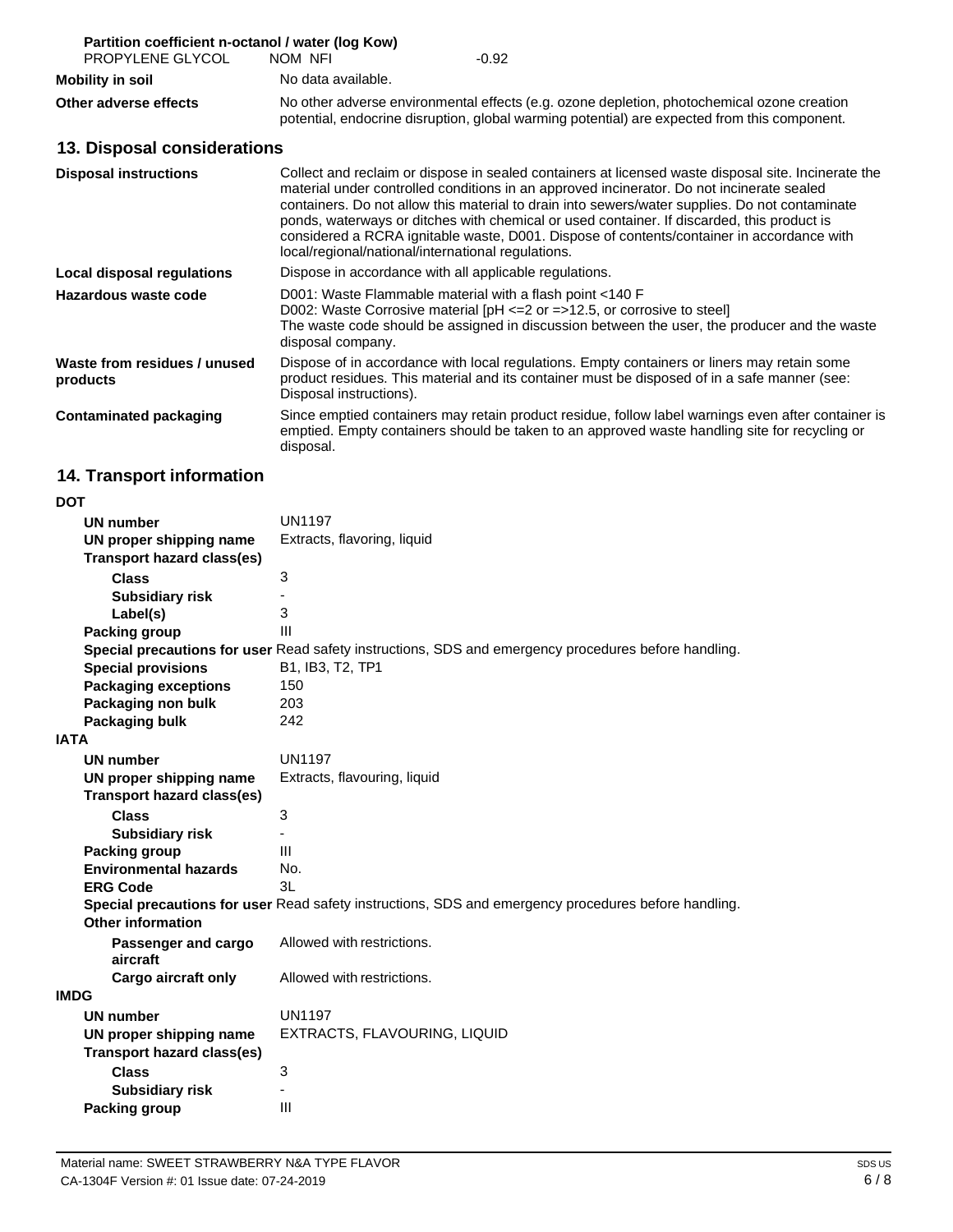**Partition coefficient n-octanol / water (log Kow)**

| | | |
|---|---|---|
| PROPYLENE GLYCOL | NOM NFI | -0.92 |

| | |
|---|---|
| **Mobility in soil** | No data available. |
| **Other adverse effects** | No other adverse environmental effects (e.g. ozone depletion, photochemical ozone creation potential, endocrine disruption, global warming potential) are expected from this component. |

## 13. Disposal considerations

| | |
|---|---|
| **Disposal instructions** | Collect and reclaim or dispose in sealed containers at licensed waste disposal site. Incinerate the material under controlled conditions in an approved incinerator. Do not incinerate sealed containers. Do not allow this material to drain into sewers/water supplies. Do not contaminate ponds, waterways or ditches with chemical or used container. If discarded, this product is considered a RCRA ignitable waste, D001. Dispose of contents/container in accordance with local/regional/national/international regulations. |
| **Local disposal regulations** | Dispose in accordance with all applicable regulations. |
| **Hazardous waste code** | D001: Waste Flammable material with a flash point <140 F<br>D002: Waste Corrosive material [pH <=2 or =>12.5, or corrosive to steel]<br>The waste code should be assigned in discussion between the user, the producer and the waste disposal company. |
| **Waste from residues / unused products** | Dispose of in accordance with local regulations. Empty containers or liners may retain some product residues. This material and its container must be disposed of in a safe manner (see: Disposal instructions). |
| **Contaminated packaging** | Since emptied containers may retain product residue, follow label warnings even after container is emptied. Empty containers should be taken to an approved waste handling site for recycling or disposal. |

## 14. Transport information

**DOT**

| | |
|---|---|
| **UN number** | UN1197 |
| **UN proper shipping name** | Extracts, flavoring, liquid |
| **Transport hazard class(es)** | |
| **Class** | 3 |
| **Subsidiary risk** | - |
| **Label(s)** | 3 |
| **Packing group** | III |
| **Special precautions for user** | Read safety instructions, SDS and emergency procedures before handling. |
| **Special provisions** | B1, IB3, T2, TP1 |
| **Packaging exceptions** | 150 |
| **Packaging non bulk** | 203 |
| **Packaging bulk** | 242 |

**IATA**

| | |
|---|---|
| **UN number** | UN1197 |
| **UN proper shipping name** | Extracts, flavouring, liquid |
| **Transport hazard class(es)** | |
| **Class** | 3 |
| **Subsidiary risk** | - |
| **Packing group** | III |
| **Environmental hazards** | No. |
| **ERG Code** | 3L |
| **Special precautions for user** | Read safety instructions, SDS and emergency procedures before handling. |
| **Other information** | |
| **Passenger and cargo aircraft** | Allowed with restrictions. |
| **Cargo aircraft only** | Allowed with restrictions. |

**IMDG**

| | |
|---|---|
| **UN number** | UN1197 |
| **UN proper shipping name** | EXTRACTS, FLAVOURING, LIQUID |
| **Transport hazard class(es)** | |
| **Class** | 3 |
| **Subsidiary risk** | - |
| **Packing group** | III |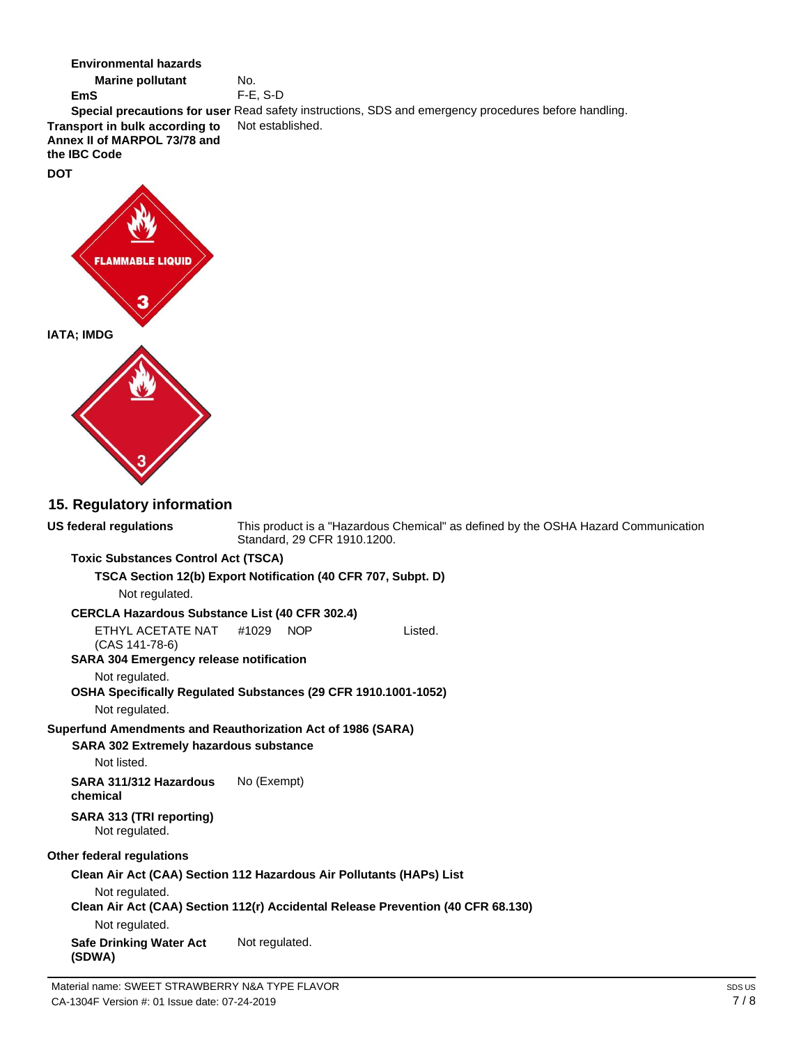**Environmental hazards**

**Marine pollutant** No.

**EmS** F-E, S-D

**Special precautions for user** Read safety instructions, SDS and emergency procedures before handling.

**Transport in bulk according to Annex II of MARPOL 73/78 and the IBC Code** Not established.

**DOT**

FLAMMABLE LIQUID

3

**IATA; IMDG**

3

## 15. Regulatory information

**US federal regulations** This product is a "Hazardous Chemical" as defined by the OSHA Hazard Communication Standard, 29 CFR 1910.1200.

**Toxic Substances Control Act (TSCA)**

**TSCA Section 12(b) Export Notification (40 CFR 707, Subpt. D)**

Not regulated.

**CERCLA Hazardous Substance List (40 CFR 302.4)**

ETHYL ACETATE NAT #1029 NOP (CAS 141-78-6) Listed.

**SARA 304 Emergency release notification**

Not regulated.

**OSHA Specifically Regulated Substances (29 CFR 1910.1001-1052)**

Not regulated.

**Superfund Amendments and Reauthorization Act of 1986 (SARA)**

**SARA 302 Extremely hazardous substance**

Not listed.

**SARA 311/312 Hazardous chemical** No (Exempt)

**SARA 313 (TRI reporting)**

Not regulated.

**Other federal regulations**

**Clean Air Act (CAA) Section 112 Hazardous Air Pollutants (HAPs) List**

Not regulated.

**Clean Air Act (CAA) Section 112(r) Accidental Release Prevention (40 CFR 68.130)**

Not regulated.

**Safe Drinking Water Act (SDWA)** Not regulated.

Material name: SWEET STRAWBERRY N&A TYPE FLAVOR

CA-1304F Version #: 01 Issue date: 07-24-2019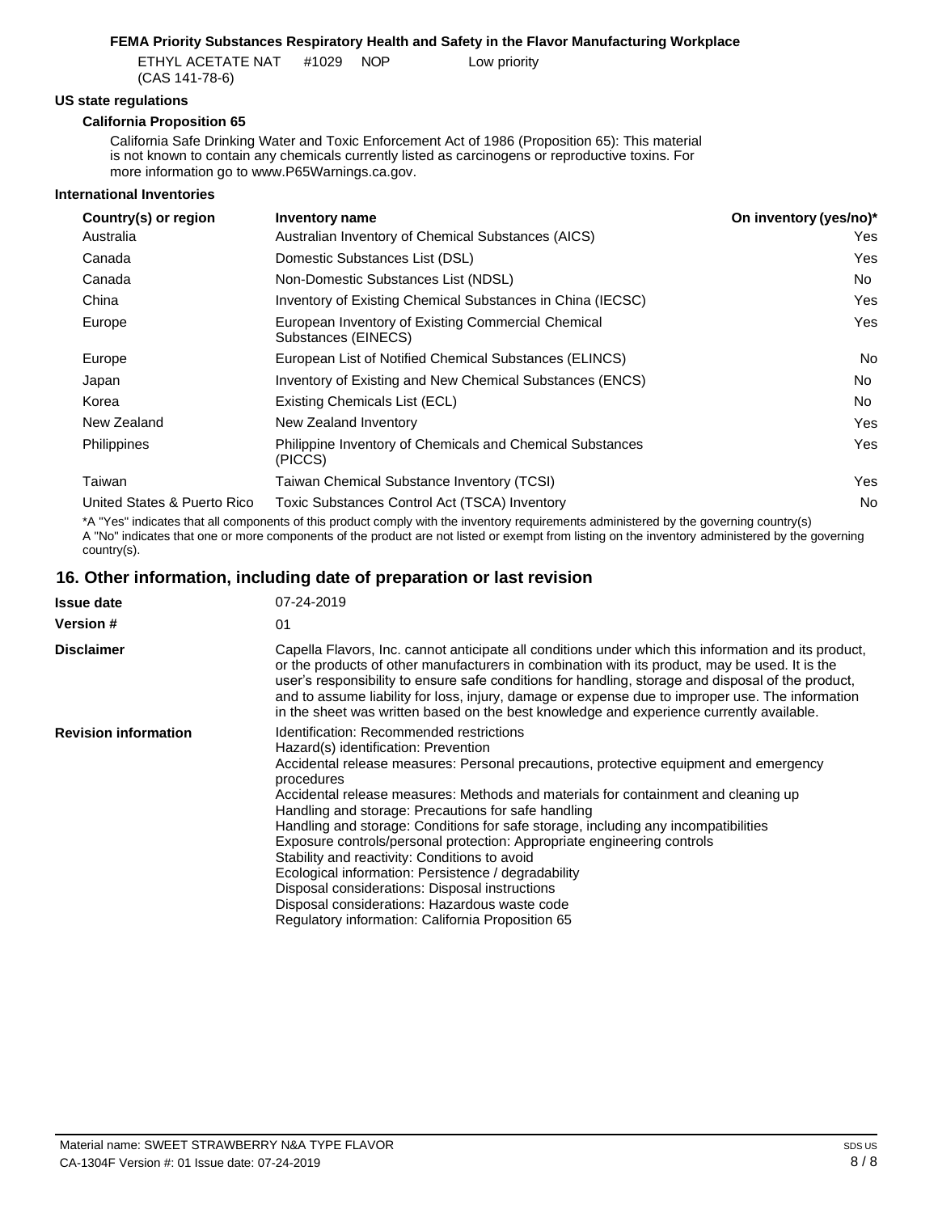**FEMA Priority Substances Respiratory Health and Safety in the Flavor Manufacturing Workplace**

| | | | |
|---|---|---|---|
| ETHYL ACETATE NAT (CAS 141-78-6) | #1029 | NOP | Low priority |

**US state regulations**

**California Proposition 65**

California Safe Drinking Water and Toxic Enforcement Act of 1986 (Proposition 65): This material is not known to contain any chemicals currently listed as carcinogens or reproductive toxins. For more information go to www.P65Warnings.ca.gov.

**International Inventories**

| Country(s) or region | Inventory name | On inventory (yes/no)* |
|---|---|---|
| Australia | Australian Inventory of Chemical Substances (AICS) | Yes |
| Canada | Domestic Substances List (DSL) | Yes |
| Canada | Non-Domestic Substances List (NDSL) | No |
| China | Inventory of Existing Chemical Substances in China (IECSC) | Yes |
| Europe | European Inventory of Existing Commercial Chemical Substances (EINECS) | Yes |
| Europe | European List of Notified Chemical Substances (ELINCS) | No |
| Japan | Inventory of Existing and New Chemical Substances (ENCS) | No |
| Korea | Existing Chemicals List (ECL) | No |
| New Zealand | New Zealand Inventory | Yes |
| Philippines | Philippine Inventory of Chemicals and Chemical Substances (PICCS) | Yes |
| Taiwan | Taiwan Chemical Substance Inventory (TCSI) | Yes |
| United States & Puerto Rico | Toxic Substances Control Act (TSCA) Inventory | No |

*A "Yes" indicates that all components of this product comply with the inventory requirements administered by the governing country(s)
A "No" indicates that one or more components of the product are not listed or exempt from listing on the inventory administered by the governing country(s).

## 16. Other information, including date of preparation or last revision

**Issue date** 07-24-2019

**Version #** 01

**Disclaimer** Capella Flavors, Inc. cannot anticipate all conditions under which this information and its product, or the products of other manufacturers in combination with its product, may be used. It is the user's responsibility to ensure safe conditions for handling, storage and disposal of the product, and to assume liability for loss, injury, damage or expense due to improper use. The information in the sheet was written based on the best knowledge and experience currently available.

**Revision information**

Identification: Recommended restrictions
Hazard(s) identification: Prevention
Accidental release measures: Personal precautions, protective equipment and emergency procedures
Accidental release measures: Methods and materials for containment and cleaning up
Handling and storage: Precautions for safe handling
Handling and storage: Conditions for safe storage, including any incompatibilities
Exposure controls/personal protection: Appropriate engineering controls
Stability and reactivity: Conditions to avoid
Ecological information: Persistence / degradability
Disposal considerations: Disposal instructions
Disposal considerations: Hazardous waste code
Regulatory information: California Proposition 65